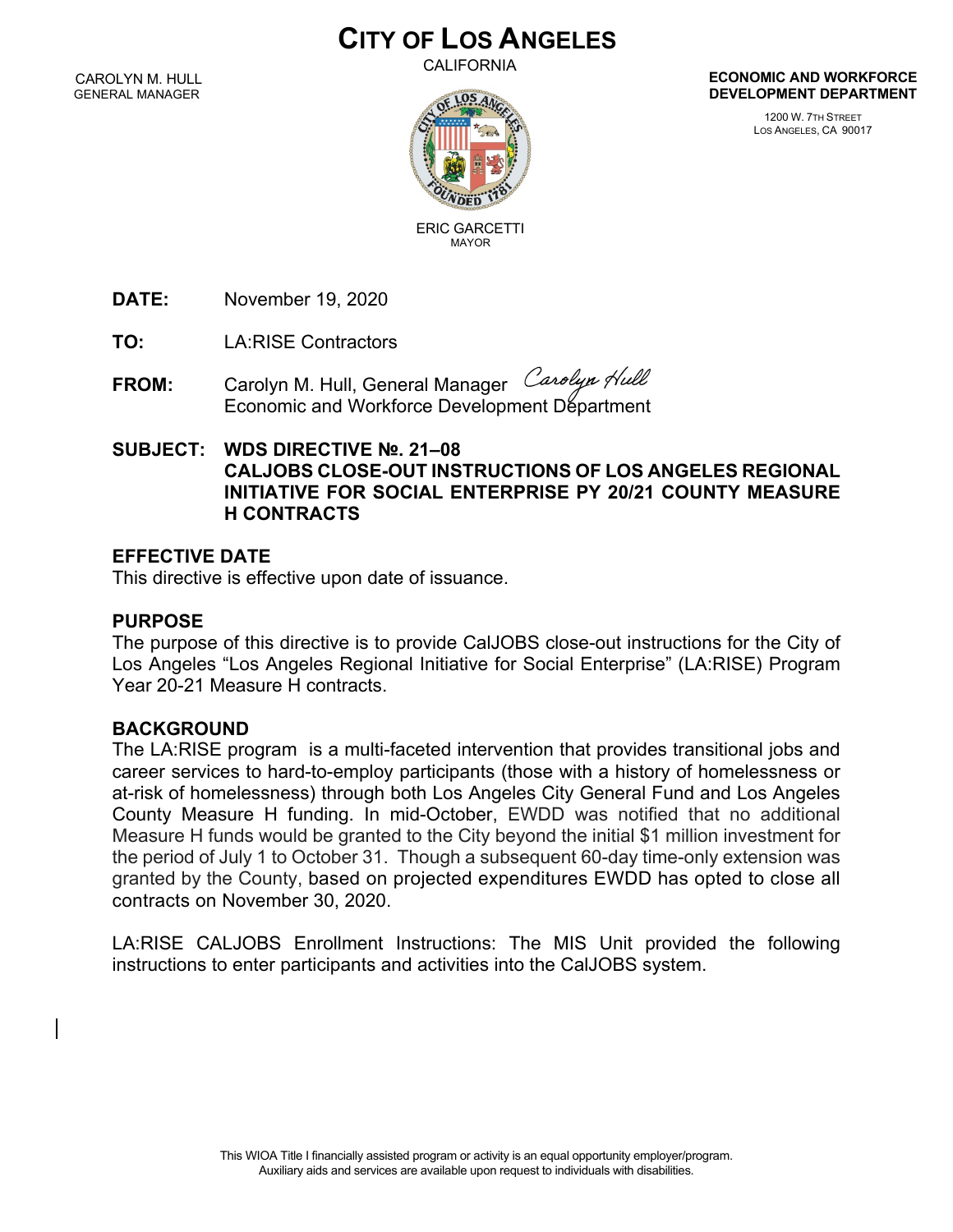# CITY OF LOS ANGELES

CALIFORNIA

CAROLYN M. HULL
GENERAL MANAGER

ERIC GARCETTI
MAYOR

**ECONOMIC AND WORKFORCE DEVELOPMENT DEPARTMENT**

1200 W. 7TH STREET
LOS ANGELES, CA 90017

**DATE:** November 19, 2020

**TO:** LA:RISE Contractors

**FROM:** Carolyn M. Hull, General Manager *Carolyn Hull*
Economic and Workforce Development Department

**SUBJECT: WDS DIRECTIVE №. 21–08**
**CALJOBS CLOSE-OUT INSTRUCTIONS OF LOS ANGELES REGIONAL INITIATIVE FOR SOCIAL ENTERPRISE PY 20/21 COUNTY MEASURE H CONTRACTS**

## EFFECTIVE DATE

This directive is effective upon date of issuance.

## PURPOSE

The purpose of this directive is to provide CalJOBS close-out instructions for the City of Los Angeles "Los Angeles Regional Initiative for Social Enterprise" (LA:RISE) Program Year 20-21 Measure H contracts.

## BACKGROUND

The LA:RISE program is a multi-faceted intervention that provides transitional jobs and career services to hard-to-employ participants (those with a history of homelessness or at-risk of homelessness) through both Los Angeles City General Fund and Los Angeles County Measure H funding. In mid-October, EWDD was notified that no additional Measure H funds would be granted to the City beyond the initial $1 million investment for the period of July 1 to October 31. Though a subsequent 60-day time-only extension was granted by the County, based on projected expenditures EWDD has opted to close all contracts on November 30, 2020.

LA:RISE CALJOBS Enrollment Instructions: The MIS Unit provided the following instructions to enter participants and activities into the CalJOBS system.

This WIOA Title I financially assisted program or activity is an equal opportunity employer/program.
Auxiliary aids and services are available upon request to individuals with disabilities.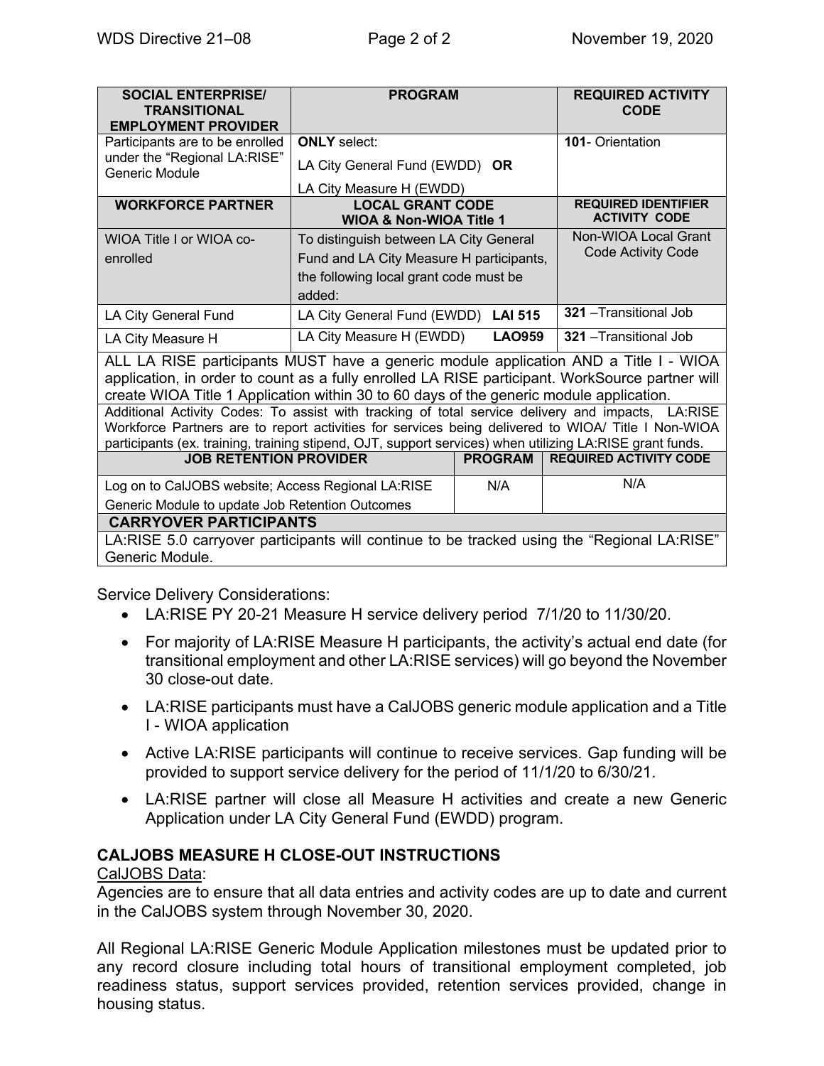| SOCIAL ENTERPRISE/ TRANSITIONAL EMPLOYMENT PROVIDER | PROGRAM | REQUIRED ACTIVITY CODE |
|---|---|---|
| Participants are to be enrolled under the "Regional LA:RISE" Generic Module | **ONLY** select: LA City General Fund (EWDD) **OR** LA City Measure H (EWDD) | **101**- Orientation |
| **WORKFORCE PARTNER** | **LOCAL GRANT CODE WIOA & Non-WIOA Title 1** | **REQUIRED IDENTIFIER ACTIVITY CODE** |
| WIOA Title I or WIOA co-enrolled | To distinguish between LA City General Fund and LA City Measure H participants, the following local grant code must be added: | Non-WIOA Local Grant Code Activity Code |
| LA City General Fund | LA City General Fund (EWDD) **LAI 515** | **321** –Transitional Job |
| LA City Measure H | LA City Measure H (EWDD) **LAO959** | **321** –Transitional Job |
| ALL LA RISE participants MUST have a generic module application AND a Title I - WIOA application, in order to count as a fully enrolled LA RISE participant. WorkSource partner will create WIOA Title 1 Application within 30 to 60 days of the generic module application. | | |
| Additional Activity Codes: To assist with tracking of total service delivery and impacts, LA:RISE Workforce Partners are to report activities for services being delivered to WIOA/ Title I Non-WIOA participants (ex. training, training stipend, OJT, support services) when utilizing LA:RISE grant funds. | | |
| **JOB RETENTION PROVIDER** | **PROGRAM** | **REQUIRED ACTIVITY CODE** |
| Log on to CalJOBS website; Access Regional LA:RISE Generic Module to update Job Retention Outcomes | N/A | N/A |
| **CARRYOVER PARTICIPANTS** | | |
| LA:RISE 5.0 carryover participants will continue to be tracked using the "Regional LA:RISE" Generic Module. | | |

Service Delivery Considerations:

- LA:RISE PY 20-21 Measure H service delivery period 7/1/20 to 11/30/20.
- For majority of LA:RISE Measure H participants, the activity's actual end date (for transitional employment and other LA:RISE services) will go beyond the November 30 close-out date.
- LA:RISE participants must have a CalJOBS generic module application and a Title I - WIOA application
- Active LA:RISE participants will continue to receive services. Gap funding will be provided to support service delivery for the period of 11/1/20 to 6/30/21.
- LA:RISE partner will close all Measure H activities and create a new Generic Application under LA City General Fund (EWDD) program.

### CALJOBS MEASURE H CLOSE-OUT INSTRUCTIONS

CalJOBS Data:

Agencies are to ensure that all data entries and activity codes are up to date and current in the CalJOBS system through November 30, 2020.

All Regional LA:RISE Generic Module Application milestones must be updated prior to any record closure including total hours of transitional employment completed, job readiness status, support services provided, retention services provided, change in housing status.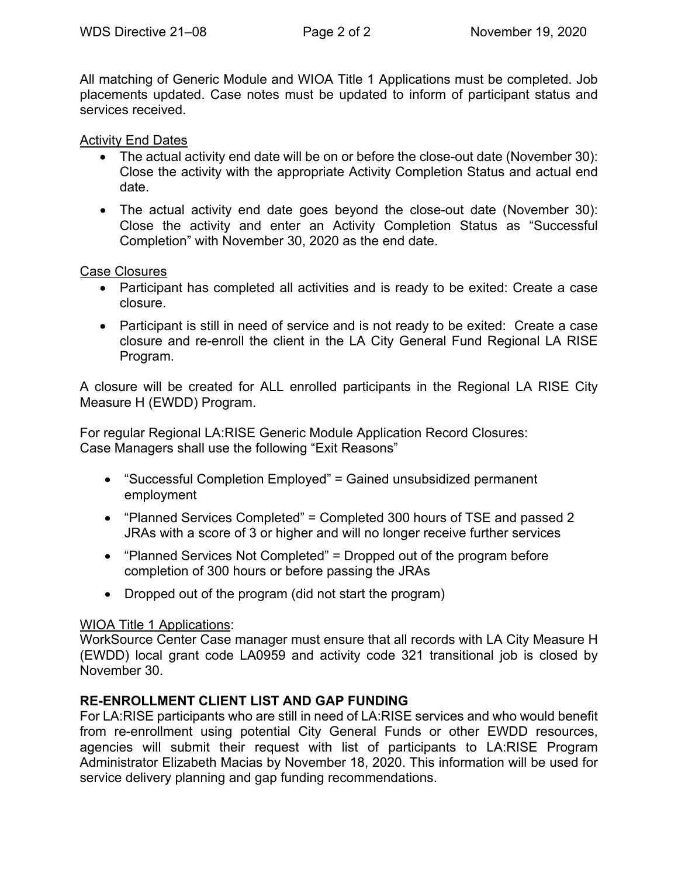All matching of Generic Module and WIOA Title 1 Applications must be completed. Job placements updated. Case notes must be updated to inform of participant status and services received.

<u>Activity End Dates</u>

- The actual activity end date will be on or before the close-out date (November 30): Close the activity with the appropriate Activity Completion Status and actual end date.
- The actual activity end date goes beyond the close-out date (November 30): Close the activity and enter an Activity Completion Status as "Successful Completion" with November 30, 2020 as the end date.

<u>Case Closures</u>

- Participant has completed all activities and is ready to be exited: Create a case closure.
- Participant is still in need of service and is not ready to be exited: Create a case closure and re-enroll the client in the LA City General Fund Regional LA RISE Program.

A closure will be created for ALL enrolled participants in the Regional LA RISE City Measure H (EWDD) Program.

For regular Regional LA:RISE Generic Module Application Record Closures:
Case Managers shall use the following "Exit Reasons"

- "Successful Completion Employed" = Gained unsubsidized permanent employment
- "Planned Services Completed" = Completed 300 hours of TSE and passed 2 JRAs with a score of 3 or higher and will no longer receive further services
- "Planned Services Not Completed" = Dropped out of the program before completion of 300 hours or before passing the JRAs
- Dropped out of the program (did not start the program)

<u>WIOA Title 1 Applications</u>:
WorkSource Center Case manager must ensure that all records with LA City Measure H (EWDD) local grant code LA0959 and activity code 321 transitional job is closed by November 30.

**RE-ENROLLMENT CLIENT LIST AND GAP FUNDING**
For LA:RISE participants who are still in need of LA:RISE services and who would benefit from re-enrollment using potential City General Funds or other EWDD resources, agencies will submit their request with list of participants to LA:RISE Program Administrator Elizabeth Macias by November 18, 2020. This information will be used for service delivery planning and gap funding recommendations.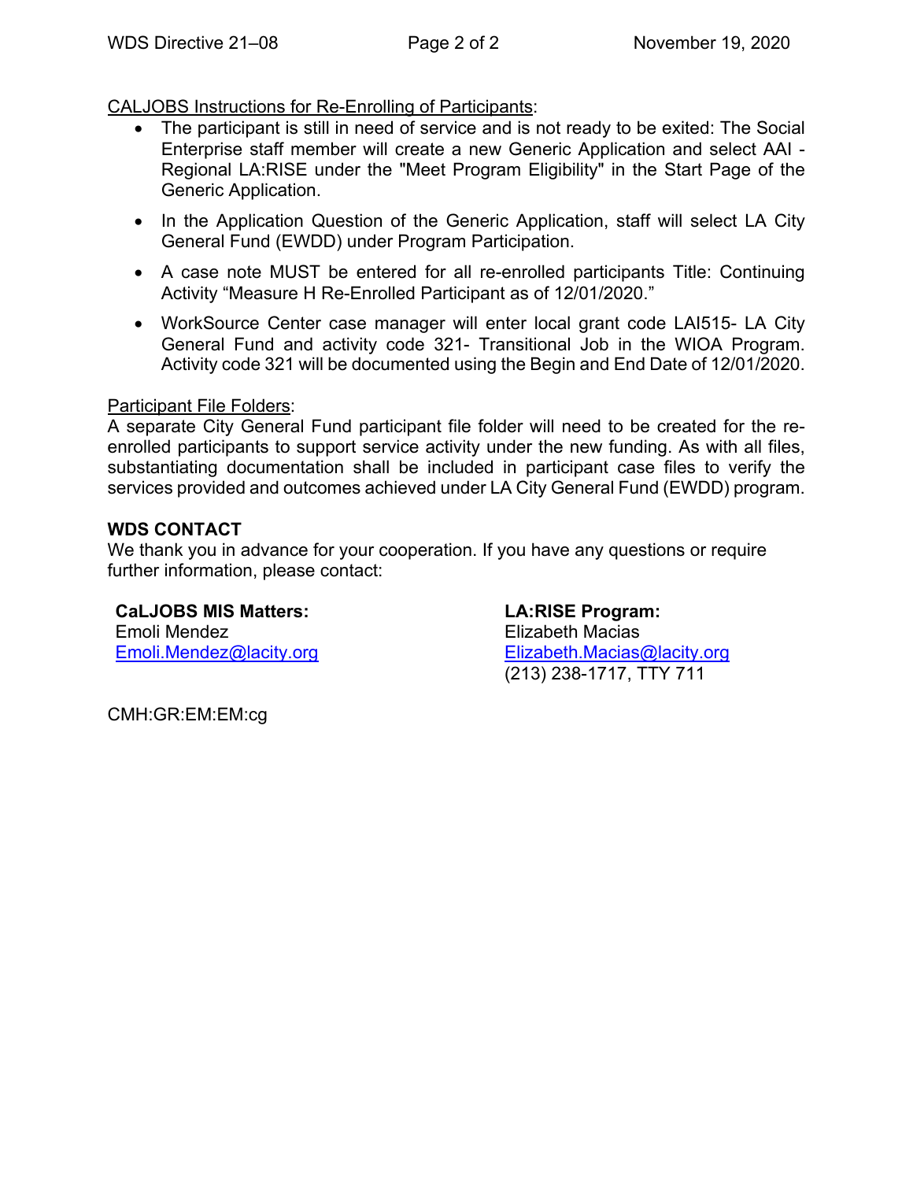CALJOBS Instructions for Re-Enrolling of Participants:

- The participant is still in need of service and is not ready to be exited: The Social Enterprise staff member will create a new Generic Application and select AAI - Regional LA:RISE under the "Meet Program Eligibility" in the Start Page of the Generic Application.
- In the Application Question of the Generic Application, staff will select LA City General Fund (EWDD) under Program Participation.
- A case note MUST be entered for all re-enrolled participants Title: Continuing Activity "Measure H Re-Enrolled Participant as of 12/01/2020."
- WorkSource Center case manager will enter local grant code LAI515- LA City General Fund and activity code 321- Transitional Job in the WIOA Program. Activity code 321 will be documented using the Begin and End Date of 12/01/2020.

Participant File Folders:

A separate City General Fund participant file folder will need to be created for the re-enrolled participants to support service activity under the new funding. As with all files, substantiating documentation shall be included in participant case files to verify the services provided and outcomes achieved under LA City General Fund (EWDD) program.

**WDS CONTACT**

We thank you in advance for your cooperation. If you have any questions or require further information, please contact:

**CaLJOBS MIS Matters:**
Emoli Mendez
Emoli.Mendez@lacity.org

**LA:RISE Program:**
Elizabeth Macias
Elizabeth.Macias@lacity.org
(213) 238-1717, TTY 711

CMH:GR:EM:EM:cg